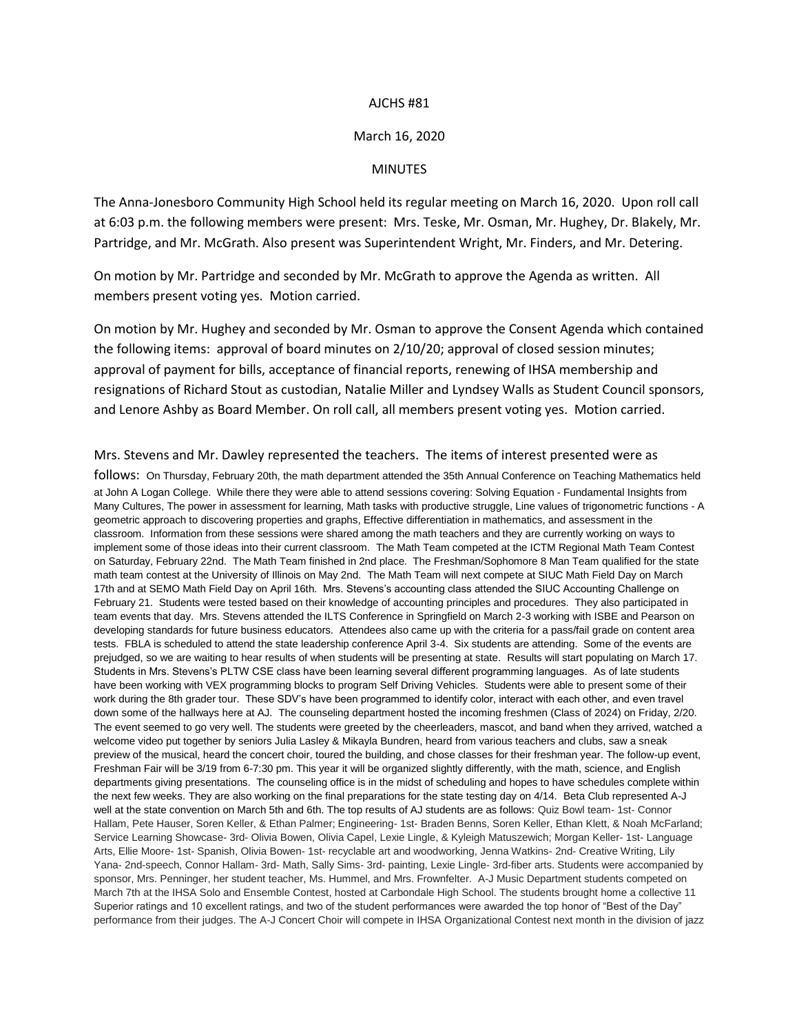AJCHS #81

March 16, 2020

MINUTES

The Anna-Jonesboro Community High School held its regular meeting on March 16, 2020. Upon roll call at 6:03 p.m. the following members were present: Mrs. Teske, Mr. Osman, Mr. Hughey, Dr. Blakely, Mr. Partridge, and Mr. McGrath. Also present was Superintendent Wright, Mr. Finders, and Mr. Detering.

On motion by Mr. Partridge and seconded by Mr. McGrath to approve the Agenda as written. All members present voting yes. Motion carried.

On motion by Mr. Hughey and seconded by Mr. Osman to approve the Consent Agenda which contained the following items: approval of board minutes on 2/10/20; approval of closed session minutes; approval of payment for bills, acceptance of financial reports, renewing of IHSA membership and resignations of Richard Stout as custodian, Natalie Miller and Lyndsey Walls as Student Council sponsors, and Lenore Ashby as Board Member. On roll call, all members present voting yes. Motion carried.

Mrs. Stevens and Mr. Dawley represented the teachers. The items of interest presented were as follows: On Thursday, February 20th, the math department attended the 35th Annual Conference on Teaching Mathematics held at John A Logan College. While there they were able to attend sessions covering: Solving Equation - Fundamental Insights from Many Cultures, The power in assessment for learning, Math tasks with productive struggle, Line values of trigonometric functions - A geometric approach to discovering properties and graphs, Effective differentiation in mathematics, and assessment in the classroom. Information from these sessions were shared among the math teachers and they are currently working on ways to implement some of those ideas into their current classroom. The Math Team competed at the ICTM Regional Math Team Contest on Saturday, February 22nd. The Math Team finished in 2nd place. The Freshman/Sophomore 8 Man Team qualified for the state math team contest at the University of Illinois on May 2nd. The Math Team will next compete at SIUC Math Field Day on March 17th and at SEMO Math Field Day on April 16th. Mrs. Stevens's accounting class attended the SIUC Accounting Challenge on February 21. Students were tested based on their knowledge of accounting principles and procedures. They also participated in team events that day. Mrs. Stevens attended the ILTS Conference in Springfield on March 2-3 working with ISBE and Pearson on developing standards for future business educators. Attendees also came up with the criteria for a pass/fail grade on content area tests. FBLA is scheduled to attend the state leadership conference April 3-4. Six students are attending. Some of the events are prejudged, so we are waiting to hear results of when students will be presenting at state. Results will start populating on March 17. Students in Mrs. Stevens's PLTW CSE class have been learning several different programming languages. As of late students have been working with VEX programming blocks to program Self Driving Vehicles. Students were able to present some of their work during the 8th grader tour. These SDV's have been programmed to identify color, interact with each other, and even travel down some of the hallways here at AJ. The counseling department hosted the incoming freshmen (Class of 2024) on Friday, 2/20. The event seemed to go very well. The students were greeted by the cheerleaders, mascot, and band when they arrived, watched a welcome video put together by seniors Julia Lasley & Mikayla Bundren, heard from various teachers and clubs, saw a sneak preview of the musical, heard the concert choir, toured the building, and chose classes for their freshman year. The follow-up event, Freshman Fair will be 3/19 from 6-7:30 pm. This year it will be organized slightly differently, with the math, science, and English departments giving presentations. The counseling office is in the midst of scheduling and hopes to have schedules complete within the next few weeks. They are also working on the final preparations for the state testing day on 4/14. Beta Club represented A-J well at the state convention on March 5th and 6th. The top results of AJ students are as follows: Quiz Bowl team- 1st- Connor Hallam, Pete Hauser, Soren Keller, & Ethan Palmer; Engineering- 1st- Braden Benns, Soren Keller, Ethan Klett, & Noah McFarland; Service Learning Showcase- 3rd- Olivia Bowen, Olivia Capel, Lexie Lingle, & Kyleigh Matuszewich; Morgan Keller- 1st- Language Arts, Ellie Moore- 1st- Spanish, Olivia Bowen- 1st- recyclable art and woodworking, Jenna Watkins- 2nd- Creative Writing, Lily Yana- 2nd-speech, Connor Hallam- 3rd- Math, Sally Sims- 3rd- painting, Lexie Lingle- 3rd-fiber arts. Students were accompanied by sponsor, Mrs. Penninger, her student teacher, Ms. Hummel, and Mrs. Frownfelter. A-J Music Department students competed on March 7th at the IHSA Solo and Ensemble Contest, hosted at Carbondale High School. The students brought home a collective 11 Superior ratings and 10 excellent ratings, and two of the student performances were awarded the top honor of "Best of the Day" performance from their judges. The A-J Concert Choir will compete in IHSA Organizational Contest next month in the division of jazz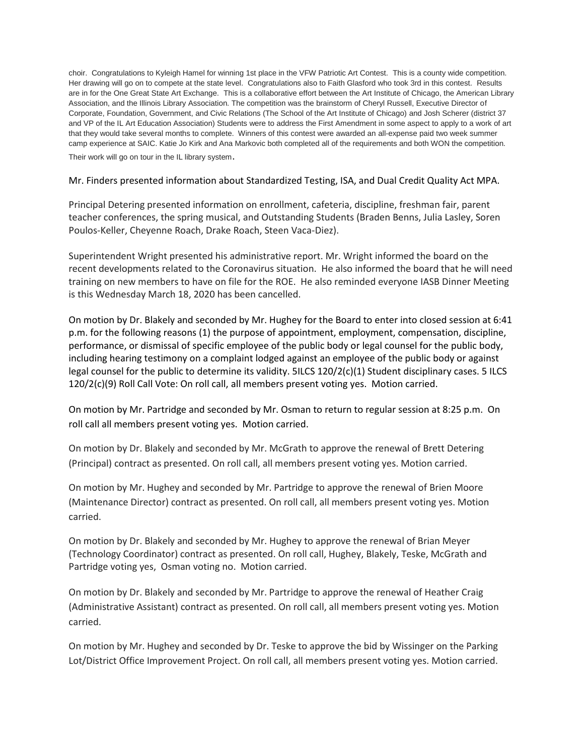choir. Congratulations to Kyleigh Hamel for winning 1st place in the VFW Patriotic Art Contest. This is a county wide competition. Her drawing will go on to compete at the state level. Congratulations also to Faith Glasford who took 3rd in this contest. Results are in for the One Great State Art Exchange. This is a collaborative effort between the Art Institute of Chicago, the American Library Association, and the Illinois Library Association. The competition was the brainstorm of Cheryl Russell, Executive Director of Corporate, Foundation, Government, and Civic Relations (The School of the Art Institute of Chicago) and Josh Scherer (district 37 and VP of the IL Art Education Association) Students were to address the First Amendment in some aspect to apply to a work of art that they would take several months to complete. Winners of this contest were awarded an all-expense paid two week summer camp experience at SAIC. Katie Jo Kirk and Ana Markovic both completed all of the requirements and both WON the competition. Their work will go on tour in the IL library system.

Mr. Finders presented information about Standardized Testing, ISA, and Dual Credit Quality Act MPA.

Principal Detering presented information on enrollment, cafeteria, discipline, freshman fair, parent teacher conferences, the spring musical, and Outstanding Students (Braden Benns, Julia Lasley, Soren Poulos-Keller, Cheyenne Roach, Drake Roach, Steen Vaca-Diez).

Superintendent Wright presented his administrative report. Mr. Wright informed the board on the recent developments related to the Coronavirus situation. He also informed the board that he will need training on new members to have on file for the ROE. He also reminded everyone IASB Dinner Meeting is this Wednesday March 18, 2020 has been cancelled.

On motion by Dr. Blakely and seconded by Mr. Hughey for the Board to enter into closed session at 6:41 p.m. for the following reasons (1) the purpose of appointment, employment, compensation, discipline, performance, or dismissal of specific employee of the public body or legal counsel for the public body, including hearing testimony on a complaint lodged against an employee of the public body or against legal counsel for the public to determine its validity. 5ILCS 120/2(c)(1) Student disciplinary cases. 5 ILCS 120/2(c)(9) Roll Call Vote: On roll call, all members present voting yes. Motion carried.

On motion by Mr. Partridge and seconded by Mr. Osman to return to regular session at 8:25 p.m. On roll call all members present voting yes. Motion carried.

On motion by Dr. Blakely and seconded by Mr. McGrath to approve the renewal of Brett Detering (Principal) contract as presented. On roll call, all members present voting yes. Motion carried.

On motion by Mr. Hughey and seconded by Mr. Partridge to approve the renewal of Brien Moore (Maintenance Director) contract as presented. On roll call, all members present voting yes. Motion carried.

On motion by Dr. Blakely and seconded by Mr. Hughey to approve the renewal of Brian Meyer (Technology Coordinator) contract as presented. On roll call, Hughey, Blakely, Teske, McGrath and Partridge voting yes, Osman voting no. Motion carried.

On motion by Dr. Blakely and seconded by Mr. Partridge to approve the renewal of Heather Craig (Administrative Assistant) contract as presented. On roll call, all members present voting yes. Motion carried.

On motion by Mr. Hughey and seconded by Dr. Teske to approve the bid by Wissinger on the Parking Lot/District Office Improvement Project. On roll call, all members present voting yes. Motion carried.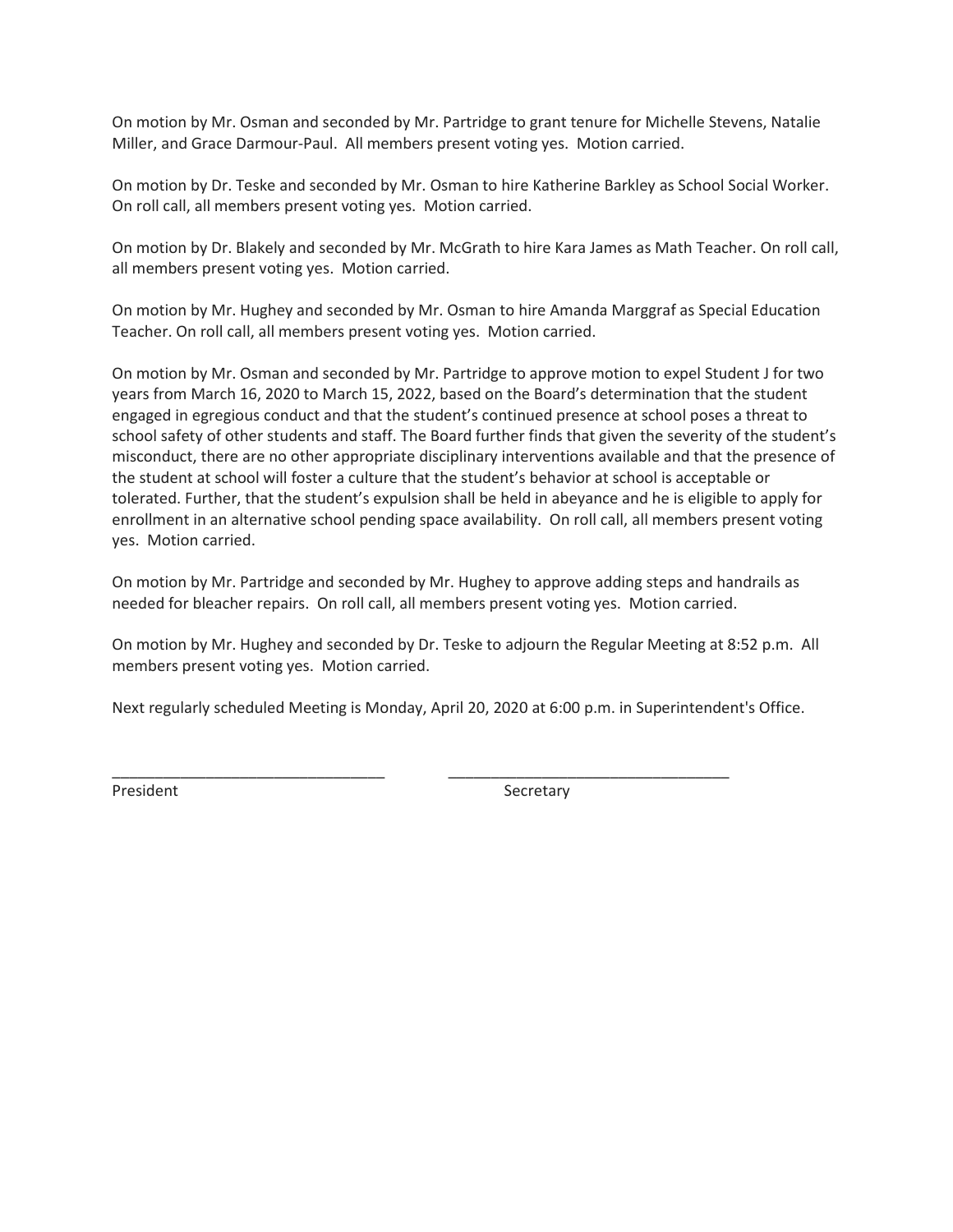On motion by Mr. Osman and seconded by Mr. Partridge to grant tenure for Michelle Stevens, Natalie Miller, and Grace Darmour-Paul. All members present voting yes. Motion carried.

On motion by Dr. Teske and seconded by Mr. Osman to hire Katherine Barkley as School Social Worker. On roll call, all members present voting yes. Motion carried.

On motion by Dr. Blakely and seconded by Mr. McGrath to hire Kara James as Math Teacher. On roll call, all members present voting yes. Motion carried.

On motion by Mr. Hughey and seconded by Mr. Osman to hire Amanda Marggraf as Special Education Teacher. On roll call, all members present voting yes. Motion carried.

On motion by Mr. Osman and seconded by Mr. Partridge to approve motion to expel Student J for two years from March 16, 2020 to March 15, 2022, based on the Board's determination that the student engaged in egregious conduct and that the student's continued presence at school poses a threat to school safety of other students and staff. The Board further finds that given the severity of the student's misconduct, there are no other appropriate disciplinary interventions available and that the presence of the student at school will foster a culture that the student's behavior at school is acceptable or tolerated. Further, that the student's expulsion shall be held in abeyance and he is eligible to apply for enrollment in an alternative school pending space availability. On roll call, all members present voting yes. Motion carried.

On motion by Mr. Partridge and seconded by Mr. Hughey to approve adding steps and handrails as needed for bleacher repairs. On roll call, all members present voting yes. Motion carried.

On motion by Mr. Hughey and seconded by Dr. Teske to adjourn the Regular Meeting at 8:52 p.m. All members present voting yes. Motion carried.

Next regularly scheduled Meeting is Monday, April 20, 2020 at 6:00 p.m. in Superintendent's Office.

________________________________ ________________________________

President Secretary